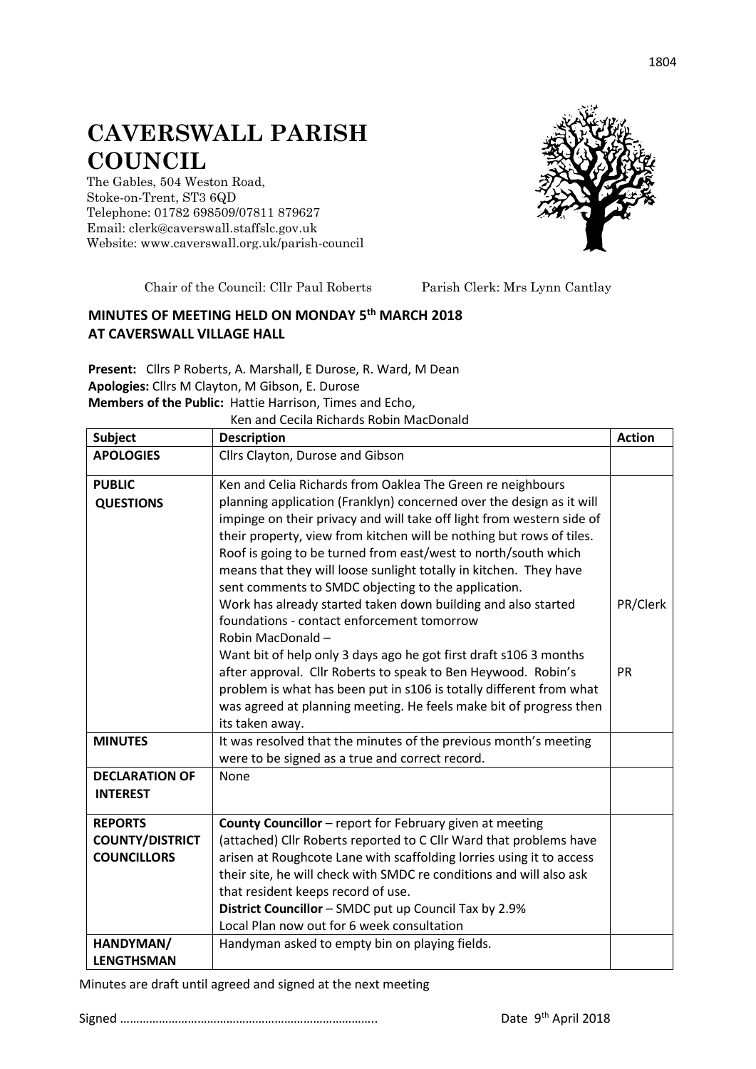# CAVERSWALL PARISH COUNCIL

The Gables, 504 Weston Road,
Stoke-on-Trent, ST3 6QD
Telephone: 01782 698509/07811 879627
Email: clerk@caverswall.staffslc.gov.uk
Website: www.caverswall.org.uk/parish-council

Chair of the Council: Cllr Paul Roberts Parish Clerk: Mrs Lynn Cantlay

## MINUTES OF MEETING HELD ON MONDAY 5th MARCH 2018 AT CAVERSWALL VILLAGE HALL

**Present:** Cllrs P Roberts, A. Marshall, E Durose, R. Ward, M Dean
**Apologies:** Cllrs M Clayton, M Gibson, E. Durose
**Members of the Public:** Hattie Harrison, Times and Echo,
Ken and Cecila Richards Robin MacDonald

| Subject | Description | Action |
|---|---|---|
| **APOLOGIES** | Cllrs Clayton, Durose and Gibson | |
| **PUBLIC QUESTIONS** | Ken and Celia Richards from Oaklea The Green re neighbours planning application (Franklyn) concerned over the design as it will impinge on their privacy and will take off light from western side of their property, view from kitchen will be nothing but rows of tiles. Roof is going to be turned from east/west to north/south which means that they will loose sunlight totally in kitchen. They have sent comments to SMDC objecting to the application.<br>Work has already started taken down building and also started foundations - contact enforcement tomorrow | PR/Clerk |
| | Robin MacDonald –<br>Want bit of help only 3 days ago he got first draft s106 3 months after approval. Cllr Roberts to speak to Ben Heywood. Robin's problem is what has been put in s106 is totally different from what was agreed at planning meeting. He feels make bit of progress then its taken away. | PR |
| **MINUTES** | It was resolved that the minutes of the previous month's meeting were to be signed as a true and correct record. | |
| **DECLARATION OF INTEREST** | None | |
| **REPORTS COUNTY/DISTRICT COUNCILLORS** | **County Councillor** – report for February given at meeting (attached) Cllr Roberts reported to C Cllr Ward that problems have arisen at Roughcote Lane with scaffolding lorries using it to access their site, he will check with SMDC re conditions and will also ask that resident keeps record of use.<br>**District Councillor** – SMDC put up Council Tax by 2.9%<br>Local Plan now out for 6 week consultation | |
| **HANDYMAN/ LENGTHSMAN** | Handyman asked to empty bin on playing fields. | |

Minutes are draft until agreed and signed at the next meeting

Signed ………………………………………………………………….. Date 9th April 2018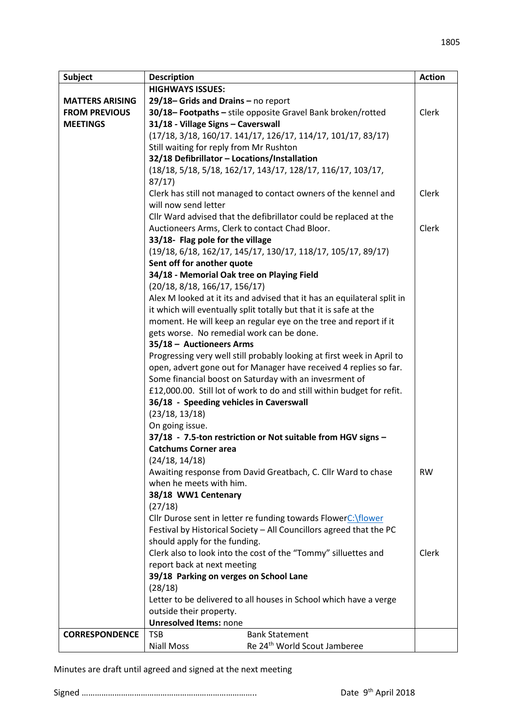| Subject | Description | Action |
|---|---|---|
| | **HIGHWAYS ISSUES:** | |
| **MATTERS ARISING FROM PREVIOUS MEETINGS** | **29/18– Grids and Drains –** no report | |
| | **30/18– Footpaths –** stile opposite Gravel Bank broken/rotted | Clerk |
| | **31/18 - Village Signs – Caverswall**<br>(17/18, 3/18, 160/17. 141/17, 126/17, 114/17, 101/17, 83/17)<br>Still waiting for reply from Mr Rushton | |
| | **32/18 Defibrillator – Locations/Installation**<br>(18/18, 5/18, 5/18, 162/17, 143/17, 128/17, 116/17, 103/17, 87/17)<br>Clerk has still not managed to contact owners of the kennel and will now send letter | Clerk |
| | Cllr Ward advised that the defibrillator could be replaced at the Auctioneers Arms, Clerk to contact Chad Bloor. | Clerk |
| | **33/18- Flag pole for the village**<br>(19/18, 6/18, 162/17, 145/17, 130/17, 118/17, 105/17, 89/17)<br>**Sent off for another quote** | |
| | **34/18 - Memorial Oak tree on Playing Field**<br>(20/18, 8/18, 166/17, 156/17)<br>Alex M looked at it its and advised that it has an equilateral split in it which will eventually split totally but that it is safe at the moment. He will keep an regular eye on the tree and report if it gets worse. No remedial work can be done. | |
| | **35/18 – Auctioneers Arms**<br>Progressing very well still probably looking at first week in April to open, advert gone out for Manager have received 4 replies so far. Some financial boost on Saturday with an invesrment of £12,000.00. Still lot of work to do and still within budget for refit. | |
| | **36/18 - Speeding vehicles in Caverswall**<br>(23/18, 13/18)<br>On going issue. | |
| | **37/18 - 7.5-ton restriction or Not suitable from HGV signs – Catchums Corner area**<br>(24/18, 14/18)<br>Awaiting response from David Greatbach, C. Cllr Ward to chase when he meets with him. | RW |
| | **38/18 WW1 Centenary**<br>(27/18)<br>Cllr Durose sent in letter re funding towards FlowerC:\flower Festival by Historical Society – All Councillors agreed that the PC should apply for the funding. | |
| | Clerk also to look into the cost of the "Tommy" sillouettes and report back at next meeting | Clerk |
| | **39/18 Parking on verges on School Lane**<br>(28/18)<br>Letter to be delivered to all houses in School which have a verge outside their property. | |
| | **Unresolved Items:** none | |
| **CORRESPONDENCE** | TSB — Bank Statement<br>Niall Moss — Re 24th World Scout Jamberee | |

Minutes are draft until agreed and signed at the next meeting

Signed ……………………………………………………………………..          Date 9th April 2018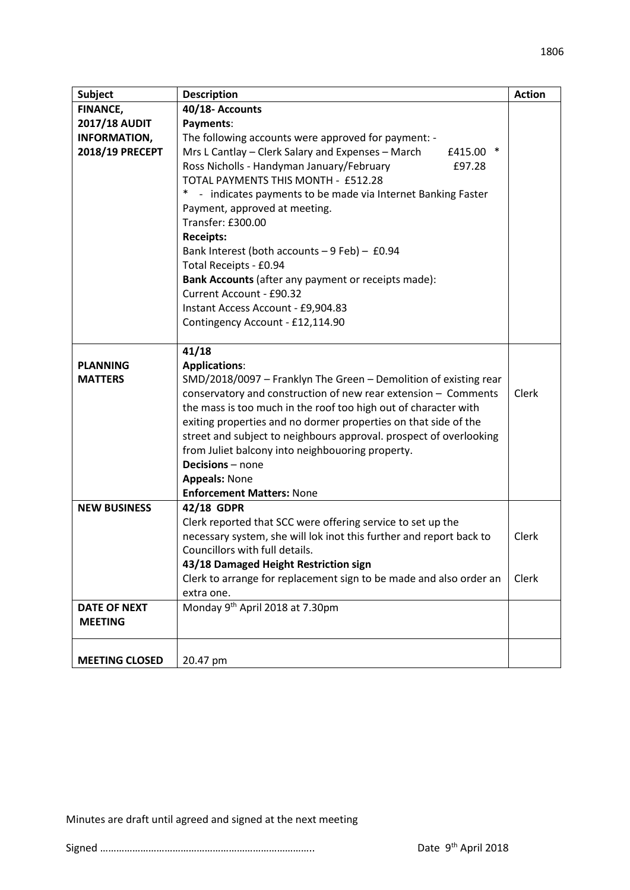| Subject | Description | Action |
|---|---|---|
| **FINANCE, 2017/18 AUDIT INFORMATION, 2018/19 PRECEPT** | **40/18- Accounts**<br>**Payments**:<br>The following accounts were approved for payment: -<br>Mrs L Cantlay – Clerk Salary and Expenses – March £415.00 *<br>Ross Nicholls - Handyman January/February £97.28<br>TOTAL PAYMENTS THIS MONTH - £512.28<br>* - indicates payments to be made via Internet Banking Faster Payment, approved at meeting.<br>Transfer: £300.00<br>**Receipts:**<br>Bank Interest (both accounts – 9 Feb) – £0.94<br>Total Receipts - £0.94<br>**Bank Accounts** (after any payment or receipts made):<br>Current Account - £90.32<br>Instant Access Account - £9,904.83<br>Contingency Account - £12,114.90 | |
| **PLANNING MATTERS** | **41/18**<br>**Applications**:<br>SMD/2018/0097 – Franklyn The Green – Demolition of existing rear conservatory and construction of new rear extension – Comments the mass is too much in the roof too high out of character with exiting properties and no dormer properties on that side of the street and subject to neighbours approval. prospect of overlooking from Juliet balcony into neighbouoring property.<br>**Decisions** – none<br>**Appeals:** None<br>**Enforcement Matters:** None | Clerk |
| **NEW BUSINESS** | **42/18 GDPR**<br>Clerk reported that SCC were offering service to set up the necessary system, she will lok inot this further and report back to Councillors with full details.<br>**43/18 Damaged Height Restriction sign**<br>Clerk to arrange for replacement sign to be made and also order an extra one. | Clerk<br><br>Clerk |
| **DATE OF NEXT MEETING** | Monday 9th April 2018 at 7.30pm | |
| **MEETING CLOSED** | 20.47 pm | |

Minutes are draft until agreed and signed at the next meeting

Signed …………………………………………………………………….. Date 9th April 2018